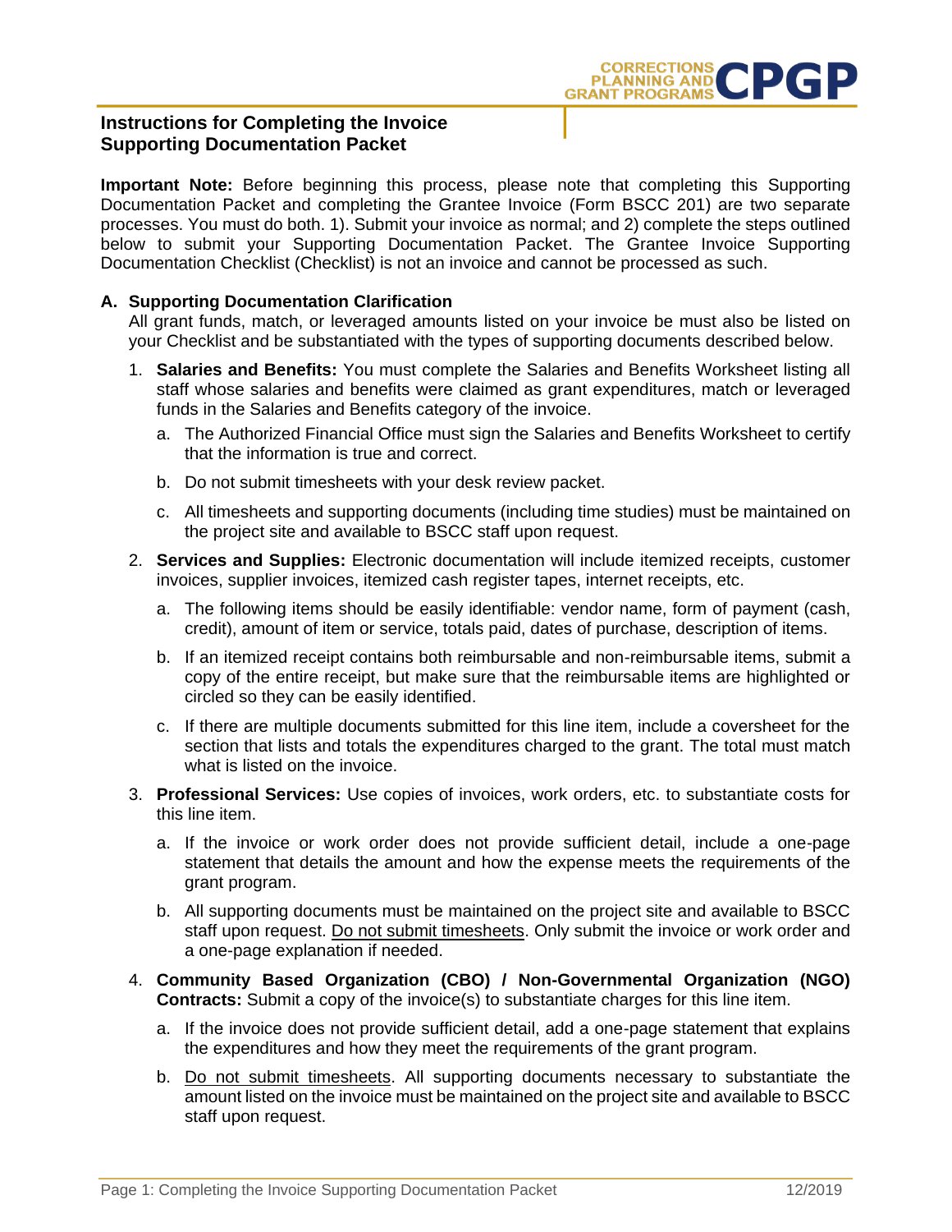# Instructions for Completing the Invoice Supporting Documentation Packet

**Important Note:** Before beginning this process, please note that completing this Supporting Documentation Packet and completing the Grantee Invoice (Form BSCC 201) are two separate processes. You must do both. 1). Submit your invoice as normal; and 2) complete the steps outlined below to submit your Supporting Documentation Packet. The Grantee Invoice Supporting Documentation Checklist (Checklist) is not an invoice and cannot be processed as such.

**A. Supporting Documentation Clarification**

All grant funds, match, or leveraged amounts listed on your invoice be must also be listed on your Checklist and be substantiated with the types of supporting documents described below.

1. **Salaries and Benefits:** You must complete the Salaries and Benefits Worksheet listing all staff whose salaries and benefits were claimed as grant expenditures, match or leveraged funds in the Salaries and Benefits category of the invoice.
   a. The Authorized Financial Office must sign the Salaries and Benefits Worksheet to certify that the information is true and correct.
   b. Do not submit timesheets with your desk review packet.
   c. All timesheets and supporting documents (including time studies) must be maintained on the project site and available to BSCC staff upon request.
2. **Services and Supplies:** Electronic documentation will include itemized receipts, customer invoices, supplier invoices, itemized cash register tapes, internet receipts, etc.
   a. The following items should be easily identifiable: vendor name, form of payment (cash, credit), amount of item or service, totals paid, dates of purchase, description of items.
   b. If an itemized receipt contains both reimbursable and non-reimbursable items, submit a copy of the entire receipt, but make sure that the reimbursable items are highlighted or circled so they can be easily identified.
   c. If there are multiple documents submitted for this line item, include a coversheet for the section that lists and totals the expenditures charged to the grant. The total must match what is listed on the invoice.
3. **Professional Services:** Use copies of invoices, work orders, etc. to substantiate costs for this line item.
   a. If the invoice or work order does not provide sufficient detail, include a one-page statement that details the amount and how the expense meets the requirements of the grant program.
   b. All supporting documents must be maintained on the project site and available to BSCC staff upon request. Do not submit timesheets. Only submit the invoice or work order and a one-page explanation if needed.
4. **Community Based Organization (CBO) / Non-Governmental Organization (NGO) Contracts:** Submit a copy of the invoice(s) to substantiate charges for this line item.
   a. If the invoice does not provide sufficient detail, add a one-page statement that explains the expenditures and how they meet the requirements of the grant program.
   b. Do not submit timesheets. All supporting documents necessary to substantiate the amount listed on the invoice must be maintained on the project site and available to BSCC staff upon request.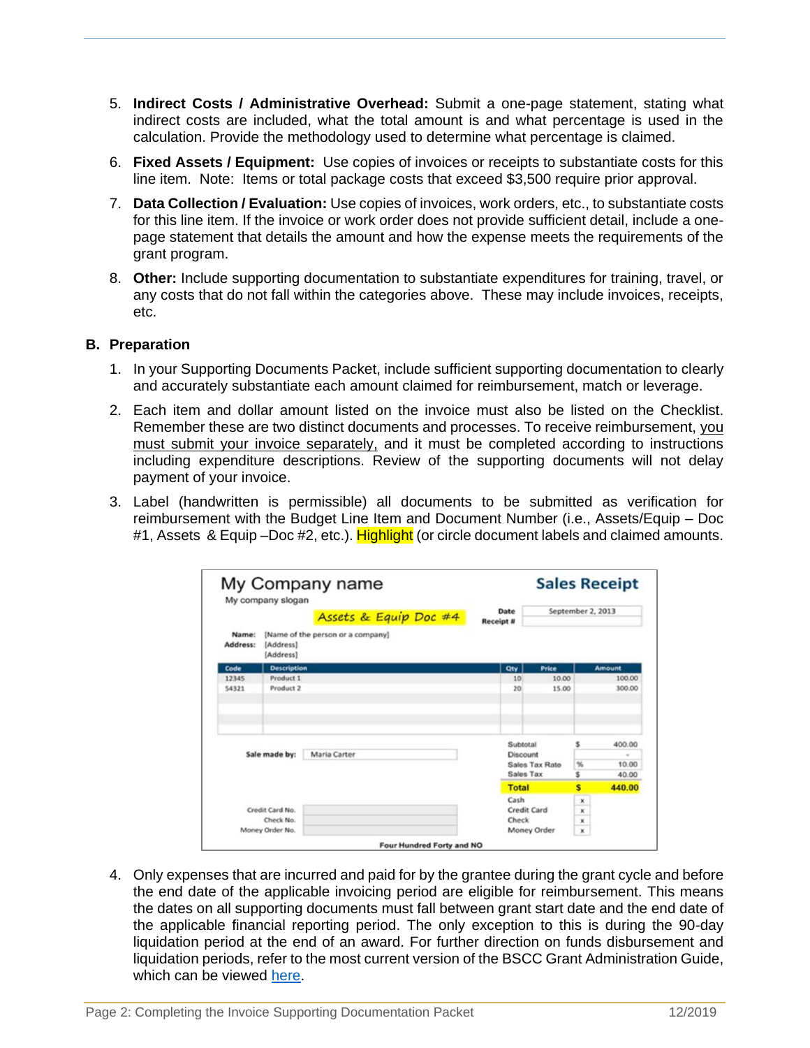5. **Indirect Costs / Administrative Overhead:** Submit a one-page statement, stating what indirect costs are included, what the total amount is and what percentage is used in the calculation. Provide the methodology used to determine what percentage is claimed.

6. **Fixed Assets / Equipment:** Use copies of invoices or receipts to substantiate costs for this line item. Note: Items or total package costs that exceed $3,500 require prior approval.

7. **Data Collection / Evaluation:** Use copies of invoices, work orders, etc., to substantiate costs for this line item. If the invoice or work order does not provide sufficient detail, include a one-page statement that details the amount and how the expense meets the requirements of the grant program.

8. **Other:** Include supporting documentation to substantiate expenditures for training, travel, or any costs that do not fall within the categories above. These may include invoices, receipts, etc.

## B. Preparation

1. In your Supporting Documents Packet, include sufficient supporting documentation to clearly and accurately substantiate each amount claimed for reimbursement, match or leverage.

2. Each item and dollar amount listed on the invoice must also be listed on the Checklist. Remember these are two distinct documents and processes. To receive reimbursement, you must submit your invoice separately, and it must be completed according to instructions including expenditure descriptions. Review of the supporting documents will not delay payment of your invoice.

3. Label (handwritten is permissible) all documents to be submitted as verification for reimbursement with the Budget Line Item and Document Number (i.e., Assets/Equip – Doc #1, Assets & Equip –Doc #2, etc.). Highlight (or circle document labels and claimed amounts.

**My Company name** — **Sales Receipt**

My company slogan

*Assets & Equip Doc #4*

Date: September 2, 2013
Receipt #:

Name: [Name of the person or a company]
Address: [Address]
[Address]

| Code | Description | Qty | Price | Amount |
|---|---|---|---|---|
| 12345 | Product 1 | 10 | 10.00 | 100.00 |
| 54321 | Product 2 | 20 | 15.00 | 300.00 |

Sale made by: Maria Carter

| | | |
|---|---|---|
| Subtotal | $ | 400.00 |
| Discount | | - |
| Sales Tax Rate | % | 10.00 |
| Sales Tax | $ | 40.00 |
| **Total** | **$** | **440.00** |
| Cash | x | |
| Credit Card | x | |
| Check | x | |
| Money Order | x | |

Credit Card No.
Check No.
Money Order No.

**Four Hundred Forty and NO**

4. Only expenses that are incurred and paid for by the grantee during the grant cycle and before the end date of the applicable invoicing period are eligible for reimbursement. This means the dates on all supporting documents must fall between grant start date and the end date of the applicable financial reporting period. The only exception to this is during the 90-day liquidation period at the end of an award. For further direction on funds disbursement and liquidation periods, refer to the most current version of the BSCC Grant Administration Guide, which can be viewed here.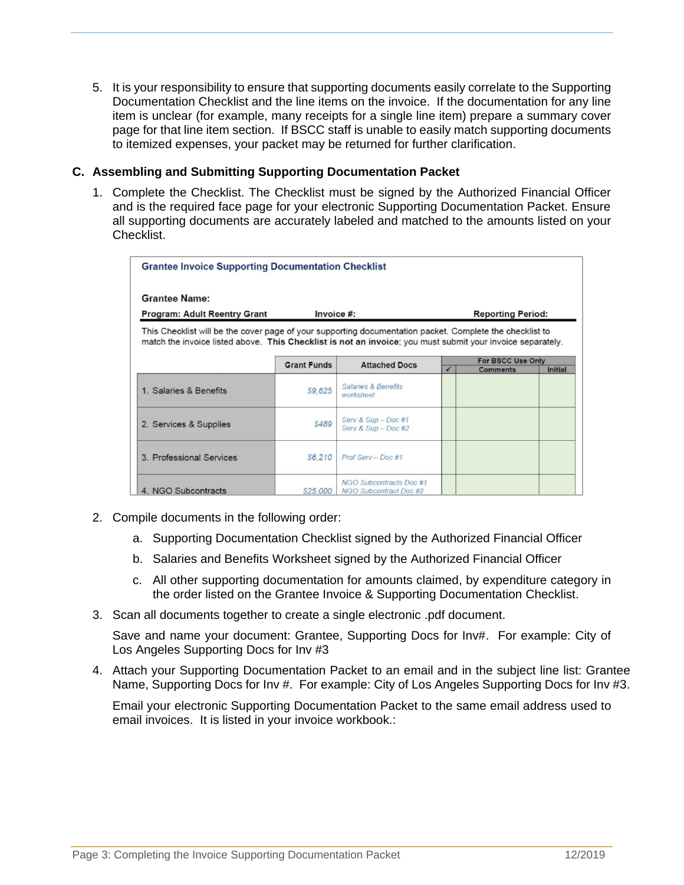5. It is your responsibility to ensure that supporting documents easily correlate to the Supporting Documentation Checklist and the line items on the invoice. If the documentation for any line item is unclear (for example, many receipts for a single line item) prepare a summary cover page for that line item section. If BSCC staff is unable to easily match supporting documents to itemized expenses, your packet may be returned for further clarification.

### C. Assembling and Submitting Supporting Documentation Packet

1. Complete the Checklist. The Checklist must be signed by the Authorized Financial Officer and is the required face page for your electronic Supporting Documentation Packet. Ensure all supporting documents are accurately labeled and matched to the amounts listed on your Checklist.

**Grantee Invoice Supporting Documentation Checklist**

**Grantee Name:**

**Program: Adult Reentry Grant** **Invoice #:** **Reporting Period:**

This Checklist will be the cover page of your supporting documentation packet. Complete the checklist to match the invoice listed above. **This Checklist is not an invoice**; you must submit your invoice separately.

| | Grant Funds | Attached Docs | For BSCC Use Only | | |
|---|---|---|---|---|---|
| | | | ✓ | Comments | Initial |
| 1. Salaries & Benefits | *$9,625* | *Salaries & Benefits worksheet* | | | |
| 2. Services & Supplies | *$489* | *Serv & Sup – Doc #1*<br>*Serv & Sup – Doc #2* | | | |
| 3. Professional Services | *$6,210* | *Prof Serv – Doc #1* | | | |
| 4. NGO Subcontracts | *$25,000* | *NGO Subcontracts Doc #1*<br>*NGO Subcontract Doc #2* | | | |

2. Compile documents in the following order:
   a. Supporting Documentation Checklist signed by the Authorized Financial Officer
   b. Salaries and Benefits Worksheet signed by the Authorized Financial Officer
   c. All other supporting documentation for amounts claimed, by expenditure category in the order listed on the Grantee Invoice & Supporting Documentation Checklist.

3. Scan all documents together to create a single electronic .pdf document.

   Save and name your document: Grantee, Supporting Docs for Inv#. For example: City of Los Angeles Supporting Docs for Inv #3

4. Attach your Supporting Documentation Packet to an email and in the subject line list: Grantee Name, Supporting Docs for Inv #. For example: City of Los Angeles Supporting Docs for Inv #3.

   Email your electronic Supporting Documentation Packet to the same email address used to email invoices. It is listed in your invoice workbook.: